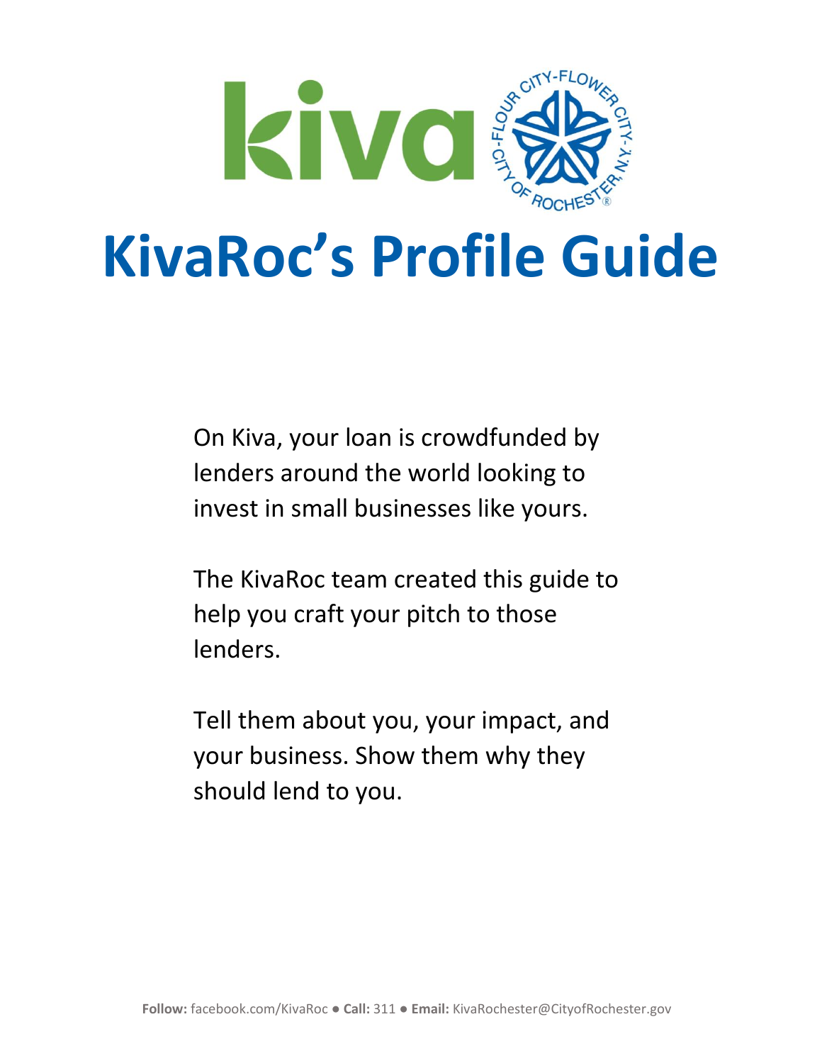# KivaRoc's Profile Guide

On Kiva, your loan is crowdfunded by lenders around the world looking to invest in small businesses like yours.

The KivaRoc team created this guide to help you craft your pitch to those lenders.

Tell them about you, your impact, and your business. Show them why they should lend to you.

**Follow:** facebook.com/KivaRoc ● **Call:** 311 ● **Email:** KivaRochester@CityofRochester.gov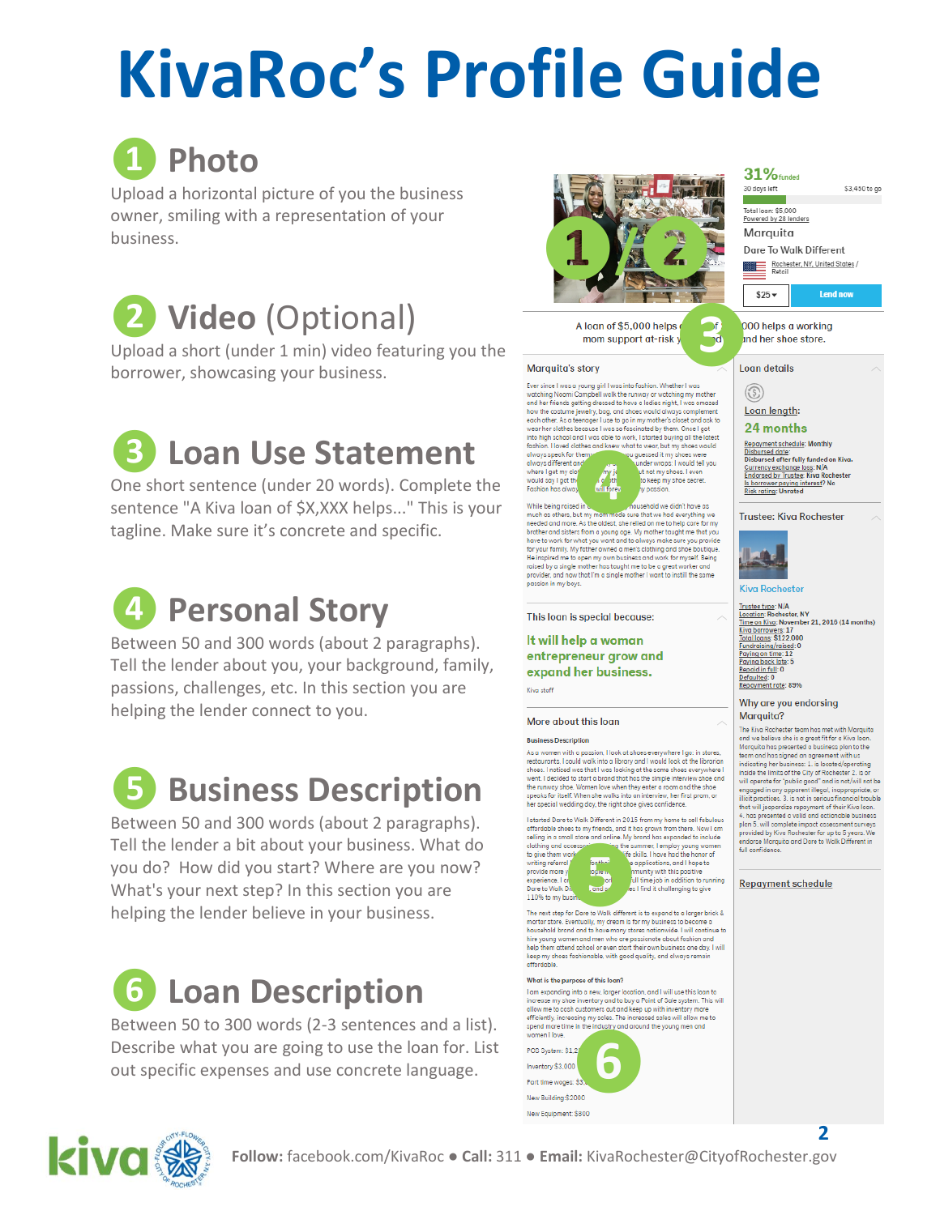# KivaRoc's Profile Guide

## 1 Photo

Upload a horizontal picture of you the business owner, smiling with a representation of your business.

## 2 Video (Optional)

Upload a short (under 1 min) video featuring you the borrower, showcasing your business.

## 3 Loan Use Statement

One short sentence (under 20 words). Complete the sentence "A Kiva loan of $X,XXX helps..." This is your tagline. Make sure it's concrete and specific.

## 4 Personal Story

Between 50 and 300 words (about 2 paragraphs). Tell the lender about you, your background, family, passions, challenges, etc. In this section you are helping the lender connect to you.

## 5 Business Description

Between 50 and 300 words (about 2 paragraphs). Tell the lender a bit about your business. What do you do? How did you start? Where are you now? What's your next step? In this section you are helping the lender believe in your business.

## 6 Loan Description

Between 50 to 300 words (2-3 sentences and a list). Describe what you are going to use the loan for. List out specific expenses and use concrete language.

**Follow:** facebook.com/KivaRoc ● **Call:** 311 ● **Email:** KivaRochester@CityofRochester.gov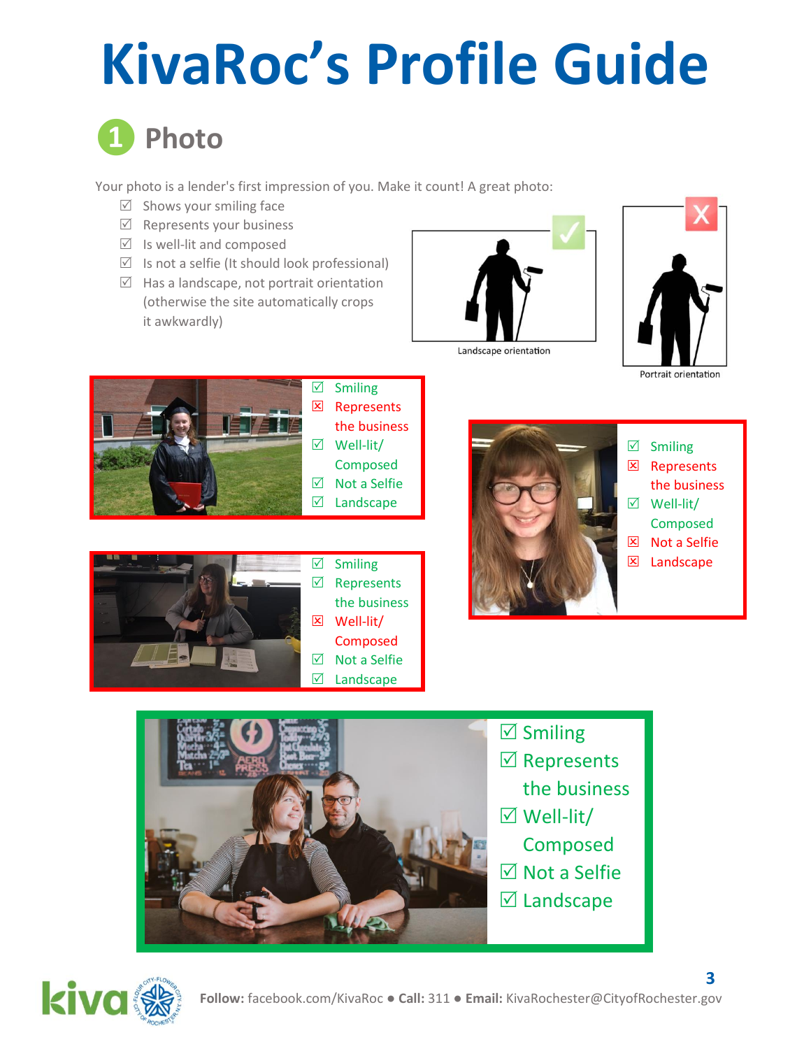# KivaRoc's Profile Guide

## 1 Photo

Your photo is a lender's first impression of you. Make it count! A great photo:

- ☑ Shows your smiling face
- ☑ Represents your business
- ☑ Is well-lit and composed
- ☑ Is not a selfie (It should look professional)
- ☑ Has a landscape, not portrait orientation (otherwise the site automatically crops it awkwardly)

Landscape orientation

Portrait orientation

- ☑ Smiling
- ☒ Represents the business
- ☑ Well-lit/ Composed
- ☑ Not a Selfie
- ☑ Landscape

- ☑ Smiling
- ☒ Represents the business
- ☑ Well-lit/ Composed
- ☒ Not a Selfie
- ☒ Landscape

- ☑ Smiling
- ☑ Represents the business
- ☒ Well-lit/ Composed
- ☑ Not a Selfie
- ☑ Landscape

- ☑ Smiling
- ☑ Represents the business
- ☑ Well-lit/ Composed
- ☑ Not a Selfie
- ☑ Landscape

**Follow:** facebook.com/KivaRoc ● **Call:** 311 ● **Email:** KivaRochester@CityofRochester.gov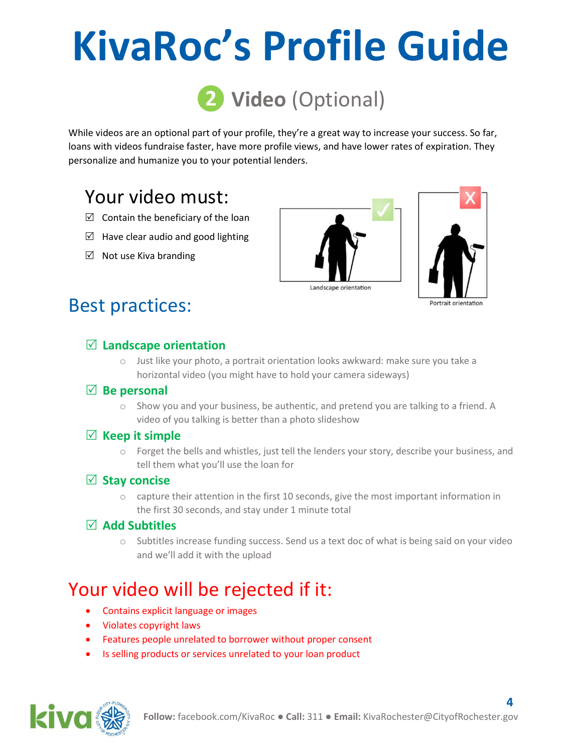# KivaRoc's Profile Guide

## 2 Video (Optional)

While videos are an optional part of your profile, they're a great way to increase your success. So far, loans with videos fundraise faster, have more profile views, and have lower rates of expiration. They personalize and humanize you to your potential lenders.

### Your video must:

- ☑ Contain the beneficiary of the loan
- ☑ Have clear audio and good lighting
- ☑ Not use Kiva branding

Landscape orientation

Portrait orientation

### Best practices:

- ☑ **Landscape orientation**
  - Just like your photo, a portrait orientation looks awkward: make sure you take a horizontal video (you might have to hold your camera sideways)
- ☑ **Be personal**
  - Show you and your business, be authentic, and pretend you are talking to a friend. A video of you talking is better than a photo slideshow
- ☑ **Keep it simple**
  - Forget the bells and whistles, just tell the lenders your story, describe your business, and tell them what you'll use the loan for
- ☑ **Stay concise**
  - capture their attention in the first 10 seconds, give the most important information in the first 30 seconds, and stay under 1 minute total
- ☑ **Add Subtitles**
  - Subtitles increase funding success. Send us a text doc of what is being said on your video and we'll add it with the upload

### Your video will be rejected if it:

- Contains explicit language or images
- Violates copyright laws
- Features people unrelated to borrower without proper consent
- Is selling products or services unrelated to your loan product

**Follow:** facebook.com/KivaRoc ● **Call:** 311 ● **Email:** KivaRochester@CityofRochester.gov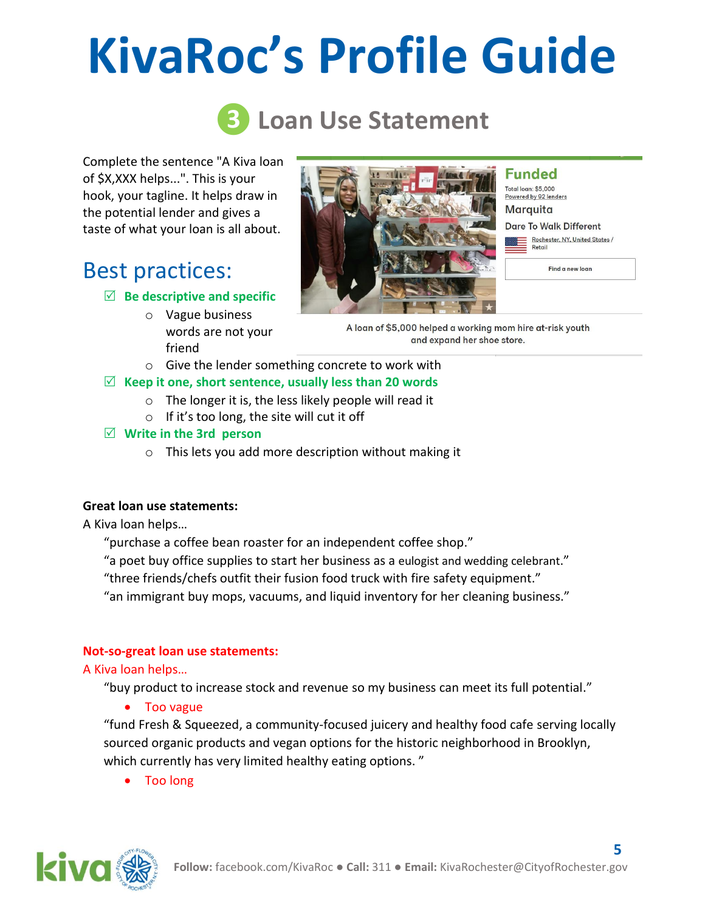# KivaRoc's Profile Guide

## 3 Loan Use Statement

Complete the sentence "A Kiva loan of $X,XXX helps...". This is your hook, your tagline. It helps draw in the potential lender and gives a taste of what your loan is all about.

Funded

Total loan: $5,000

Powered by 92 lenders

Marquita

Dare To Walk Different

Rochester, NY, United States / Retail

Find a new loan

A loan of $5,000 helped a working mom hire at-risk youth and expand her shoe store.

## Best practices:

- ☑ **Be descriptive and specific**
  - Vague business words are not your friend
  - Give the lender something concrete to work with
- ☑ **Keep it one, short sentence, usually less than 20 words**
  - The longer it is, the less likely people will read it
  - If it's too long, the site will cut it off
- ☑ **Write in the 3rd person**
  - This lets you add more description without making it

**Great loan use statements:**

A Kiva loan helps…

"purchase a coffee bean roaster for an independent coffee shop."

"a poet buy office supplies to start her business as a eulogist and wedding celebrant."

"three friends/chefs outfit their fusion food truck with fire safety equipment."

"an immigrant buy mops, vacuums, and liquid inventory for her cleaning business."

**Not-so-great loan use statements:**

A Kiva loan helps…

"buy product to increase stock and revenue so my business can meet its full potential."

- Too vague

"fund Fresh & Squeezed, a community-focused juicery and healthy food cafe serving locally sourced organic products and vegan options for the historic neighborhood in Brooklyn, which currently has very limited healthy eating options. "

- Too long

**Follow:** facebook.com/KivaRoc ● **Call:** 311 ● **Email:** KivaRochester@CityofRochester.gov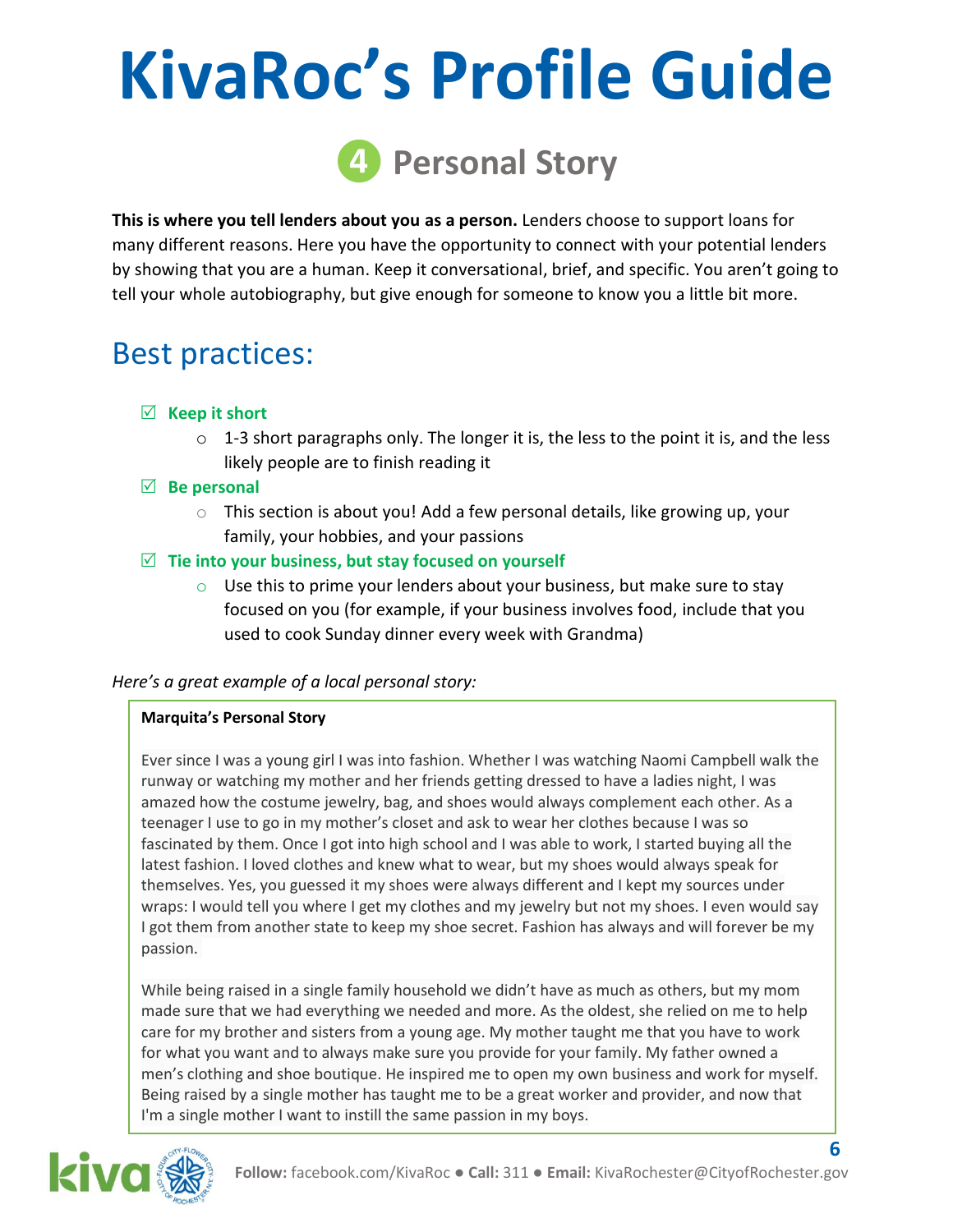# KivaRoc's Profile Guide

## 4 Personal Story

**This is where you tell lenders about you as a person.** Lenders choose to support loans for many different reasons. Here you have the opportunity to connect with your potential lenders by showing that you are a human. Keep it conversational, brief, and specific. You aren't going to tell your whole autobiography, but give enough for someone to know you a little bit more.

## Best practices:

- ☑ **Keep it short**
  - 1-3 short paragraphs only. The longer it is, the less to the point it is, and the less likely people are to finish reading it
- ☑ **Be personal**
  - This section is about you! Add a few personal details, like growing up, your family, your hobbies, and your passions
- ☑ **Tie into your business, but stay focused on yourself**
  - Use this to prime your lenders about your business, but make sure to stay focused on you (for example, if your business involves food, include that you used to cook Sunday dinner every week with Grandma)

*Here's a great example of a local personal story:*

**Marquita's Personal Story**

Ever since I was a young girl I was into fashion. Whether I was watching Naomi Campbell walk the runway or watching my mother and her friends getting dressed to have a ladies night, I was amazed how the costume jewelry, bag, and shoes would always complement each other. As a teenager I use to go in my mother's closet and ask to wear her clothes because I was so fascinated by them. Once I got into high school and I was able to work, I started buying all the latest fashion. I loved clothes and knew what to wear, but my shoes would always speak for themselves. Yes, you guessed it my shoes were always different and I kept my sources under wraps: I would tell you where I get my clothes and my jewelry but not my shoes. I even would say I got them from another state to keep my shoe secret. Fashion has always and will forever be my passion.

While being raised in a single family household we didn't have as much as others, but my mom made sure that we had everything we needed and more. As the oldest, she relied on me to help care for my brother and sisters from a young age. My mother taught me that you have to work for what you want and to always make sure you provide for your family. My father owned a men's clothing and shoe boutique. He inspired me to open my own business and work for myself. Being raised by a single mother has taught me to be a great worker and provider, and now that I'm a single mother I want to instill the same passion in my boys.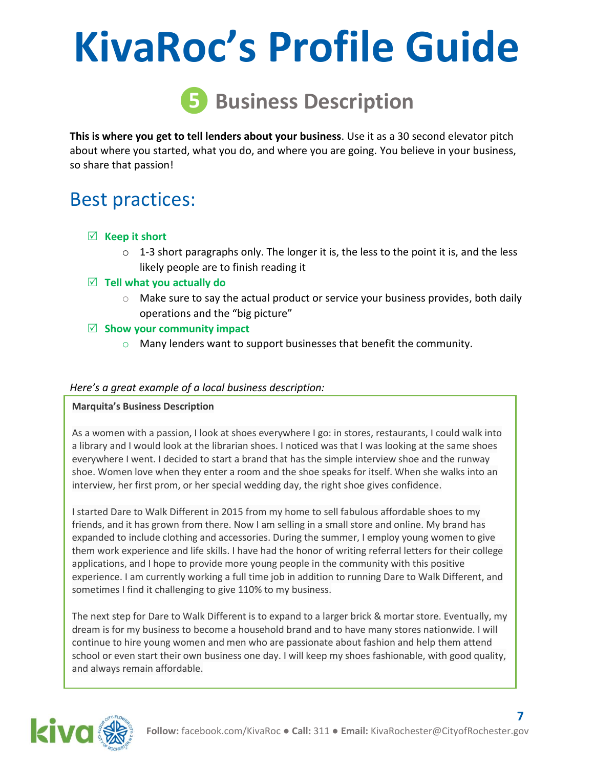# KivaRoc's Profile Guide

## 5 Business Description

**This is where you get to tell lenders about your business**. Use it as a 30 second elevator pitch about where you started, what you do, and where you are going. You believe in your business, so share that passion!

## Best practices:

- ☑ **Keep it short**
  - 1-3 short paragraphs only. The longer it is, the less to the point it is, and the less likely people are to finish reading it
- ☑ **Tell what you actually do**
  - Make sure to say the actual product or service your business provides, both daily operations and the "big picture"
- ☑ **Show your community impact**
  - Many lenders want to support businesses that benefit the community.

*Here's a great example of a local business description:*

> **Marquita's Business Description**
>
> As a women with a passion, I look at shoes everywhere I go: in stores, restaurants, I could walk into a library and I would look at the librarian shoes. I noticed was that I was looking at the same shoes everywhere I went. I decided to start a brand that has the simple interview shoe and the runway shoe. Women love when they enter a room and the shoe speaks for itself. When she walks into an interview, her first prom, or her special wedding day, the right shoe gives confidence.
>
> I started Dare to Walk Different in 2015 from my home to sell fabulous affordable shoes to my friends, and it has grown from there. Now I am selling in a small store and online. My brand has expanded to include clothing and accessories. During the summer, I employ young women to give them work experience and life skills. I have had the honor of writing referral letters for their college applications, and I hope to provide more young people in the community with this positive experience. I am currently working a full time job in addition to running Dare to Walk Different, and sometimes I find it challenging to give 110% to my business.
>
> The next step for Dare to Walk Different is to expand to a larger brick & mortar store. Eventually, my dream is for my business to become a household brand and to have many stores nationwide. I will continue to hire young women and men who are passionate about fashion and help them attend school or even start their own business one day. I will keep my shoes fashionable, with good quality, and always remain affordable.

**Follow:** facebook.com/KivaRoc ● **Call:** 311 ● **Email:** KivaRochester@CityofRochester.gov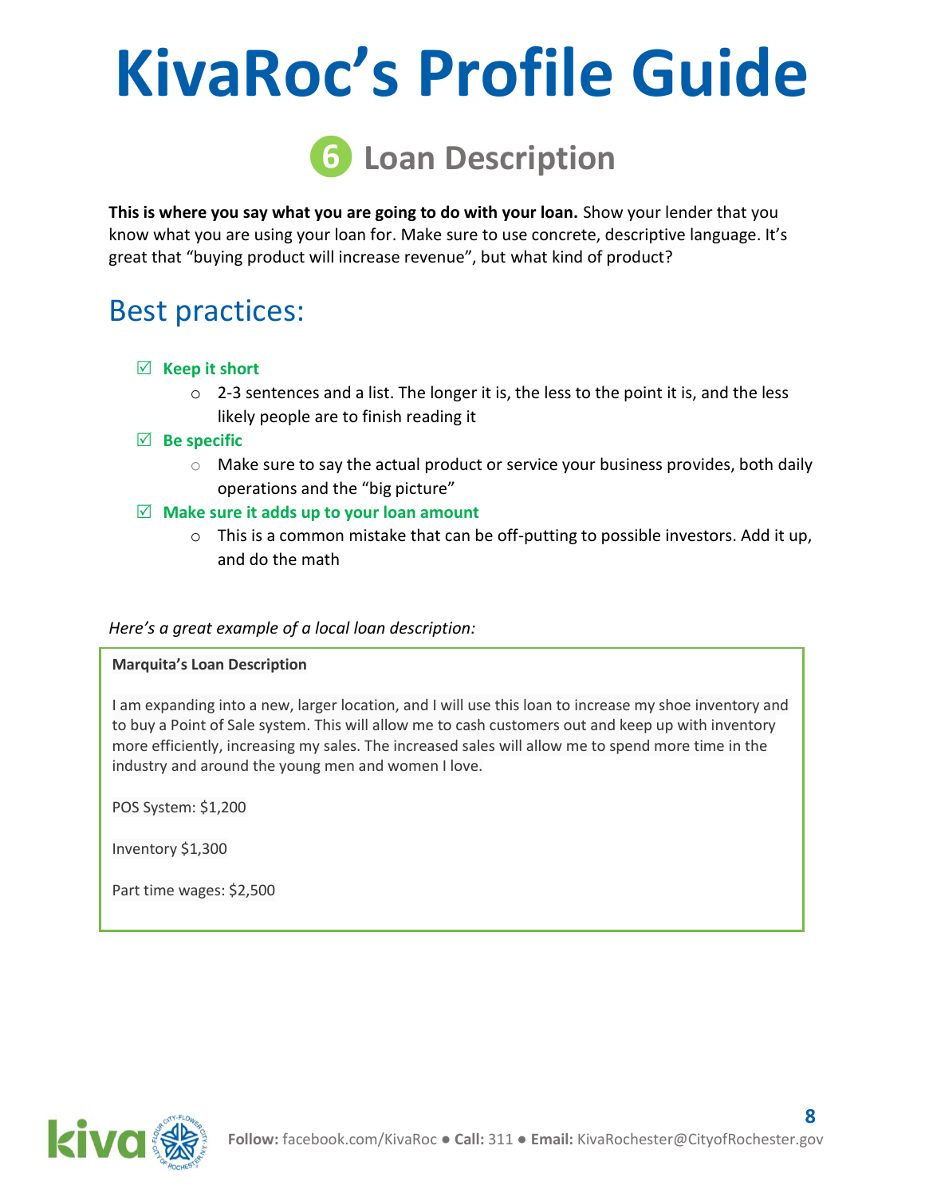# KivaRoc's Profile Guide

## 6 Loan Description

**This is where you say what you are going to do with your loan.** Show your lender that you know what you are using your loan for. Make sure to use concrete, descriptive language. It's great that "buying product will increase revenue", but what kind of product?

## Best practices:

- ☑ **Keep it short**
  - 2-3 sentences and a list. The longer it is, the less to the point it is, and the less likely people are to finish reading it
- ☑ **Be specific**
  - Make sure to say the actual product or service your business provides, both daily operations and the "big picture"
- ☑ **Make sure it adds up to your loan amount**
  - This is a common mistake that can be off-putting to possible investors. Add it up, and do the math

*Here's a great example of a local loan description:*

**Marquita's Loan Description**

I am expanding into a new, larger location, and I will use this loan to increase my shoe inventory and to buy a Point of Sale system. This will allow me to cash customers out and keep up with inventory more efficiently, increasing my sales. The increased sales will allow me to spend more time in the industry and around the young men and women I love.

POS System: $1,200

Inventory $1,300

Part time wages: $2,500

**Follow:** facebook.com/KivaRoc ● **Call:** 311 ● **Email:** KivaRochester@CityofRochester.gov